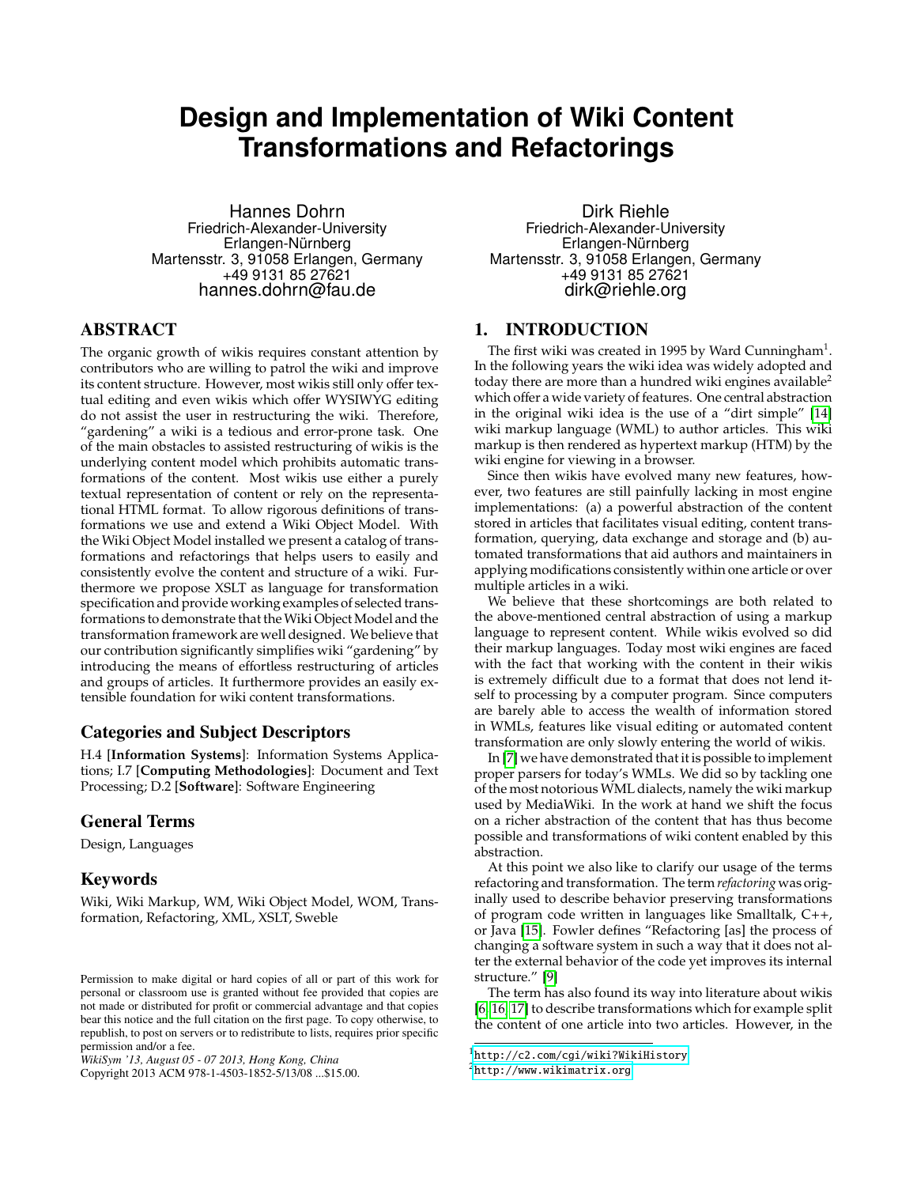# Design and Implementation of Wiki Content Transformations and Refactorings

Hannes Dohrn
Friedrich-Alexander-University
Erlangen-Nürnberg
Martensstr. 3, 91058 Erlangen, Germany
+49 9131 85 27621
hannes.dohrn@fau.de

Dirk Riehle
Friedrich-Alexander-University
Erlangen-Nürnberg
Martensstr. 3, 91058 Erlangen, Germany
+49 9131 85 27621
dirk@riehle.org

## ABSTRACT

The organic growth of wikis requires constant attention by contributors who are willing to patrol the wiki and improve its content structure. However, most wikis still only offer textual editing and even wikis which offer WYSIWYG editing do not assist the user in restructuring the wiki. Therefore, "gardening" a wiki is a tedious and error-prone task. One of the main obstacles to assisted restructuring of wikis is the underlying content model which prohibits automatic transformations of the content. Most wikis use either a purely textual representation of content or rely on the representational HTML format. To allow rigorous definitions of transformations we use and extend a Wiki Object Model. With the Wiki Object Model installed we present a catalog of transformations and refactorings that helps users to easily and consistently evolve the content and structure of a wiki. Furthermore we propose XSLT as language for transformation specification and provide working examples of selected transformations to demonstrate that the Wiki Object Model and the transformation framework are well designed. We believe that our contribution significantly simplifies wiki "gardening" by introducing the means of effortless restructuring of articles and groups of articles. It furthermore provides an easily extensible foundation for wiki content transformations.

### Categories and Subject Descriptors

H.4 [**Information Systems**]: Information Systems Applications; I.7 [**Computing Methodologies**]: Document and Text Processing; D.2 [**Software**]: Software Engineering

### General Terms

Design, Languages

### Keywords

Wiki, Wiki Markup, WM, Wiki Object Model, WOM, Transformation, Refactoring, XML, XSLT, Sweble

Permission to make digital or hard copies of all or part of this work for personal or classroom use is granted without fee provided that copies are not made or distributed for profit or commercial advantage and that copies bear this notice and the full citation on the first page. To copy otherwise, to republish, to post on servers or to redistribute to lists, requires prior specific permission and/or a fee.
*WikiSym '13, August 05 - 07 2013, Hong Kong, China*
Copyright 2013 ACM 978-1-4503-1852-5/13/08 ...$15.00.

## 1. INTRODUCTION

The first wiki was created in 1995 by Ward Cunningham[1]. In the following years the wiki idea was widely adopted and today there are more than a hundred wiki engines available[2] which offer a wide variety of features. One central abstraction in the original wiki idea is the use of a "dirt simple" [14] wiki markup language (WML) to author articles. This wiki markup is then rendered as hypertext markup (HTM) by the wiki engine for viewing in a browser.

Since then wikis have evolved many new features, however, two features are still painfully lacking in most engine implementations: (a) a powerful abstraction of the content stored in articles that facilitates visual editing, content transformation, querying, data exchange and storage and (b) automated transformations that aid authors and maintainers in applying modifications consistently within one article or over multiple articles in a wiki.

We believe that these shortcomings are both related to the above-mentioned central abstraction of using a markup language to represent content. While wikis evolved so did their markup languages. Today most wiki engines are faced with the fact that working with the content in their wikis is extremely difficult due to a format that does not lend itself to processing by a computer program. Since computers are barely able to access the wealth of information stored in WMLs, features like visual editing or automated content transformation are only slowly entering the world of wikis.

In [7] we have demonstrated that it is possible to implement proper parsers for today's WMLs. We did so by tackling one of the most notorious WML dialects, namely the wiki markup used by MediaWiki. In the work at hand we shift the focus on a richer abstraction of the content that has thus become possible and transformations of wiki content enabled by this abstraction.

At this point we also like to clarify our usage of the terms refactoring and transformation. The term *refactoring* was originally used to describe behavior preserving transformations of program code written in languages like Smalltalk, C++, or Java [15]. Fowler defines "Refactoring [as] the process of changing a software system in such a way that it does not alter the external behavior of the code yet improves its internal structure." [9]

The term has also found its way into literature about wikis [6, 16, 17] to describe transformations which for example split the content of one article into two articles. However, in the

[1] http://c2.com/cgi/wiki?WikiHistory
[2] http://www.wikimatrix.org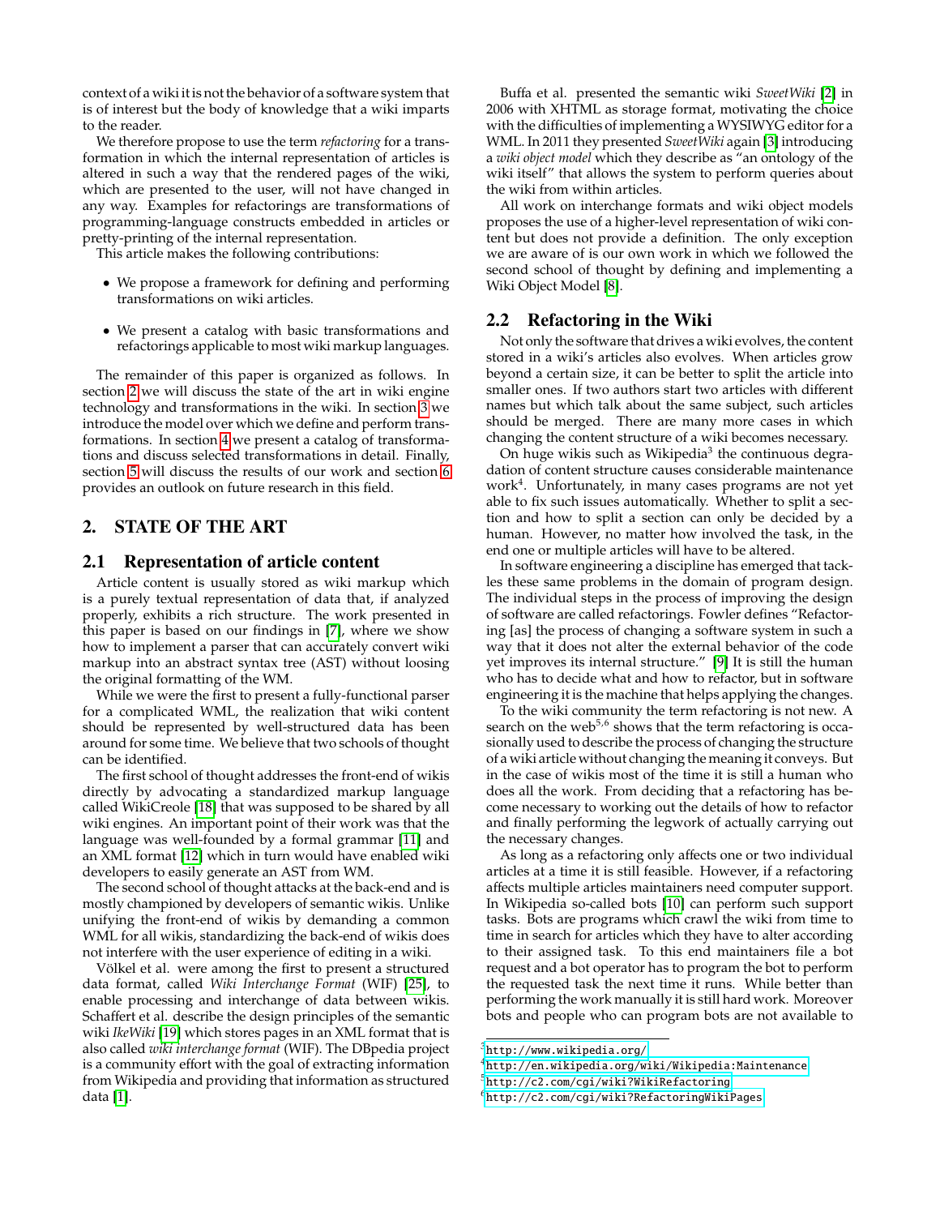context of a wiki it is not the behavior of a software system that is of interest but the body of knowledge that a wiki imparts to the reader.

We therefore propose to use the term *refactoring* for a transformation in which the internal representation of articles is altered in such a way that the rendered pages of the wiki, which are presented to the user, will not have changed in any way. Examples for refactorings are transformations of programming-language constructs embedded in articles or pretty-printing of the internal representation.

This article makes the following contributions:

- We propose a framework for defining and performing transformations on wiki articles.
- We present a catalog with basic transformations and refactorings applicable to most wiki markup languages.

The remainder of this paper is organized as follows. In section 2 we will discuss the state of the art in wiki engine technology and transformations in the wiki. In section 3 we introduce the model over which we define and perform transformations. In section 4 we present a catalog of transformations and discuss selected transformations in detail. Finally, section 5 will discuss the results of our work and section 6 provides an outlook on future research in this field.

## 2. STATE OF THE ART

### 2.1 Representation of article content

Article content is usually stored as wiki markup which is a purely textual representation of data that, if analyzed properly, exhibits a rich structure. The work presented in this paper is based on our findings in [7], where we show how to implement a parser that can accurately convert wiki markup into an abstract syntax tree (AST) without loosing the original formatting of the WM.

While we were the first to present a fully-functional parser for a complicated WML, the realization that wiki content should be represented by well-structured data has been around for some time. We believe that two schools of thought can be identified.

The first school of thought addresses the front-end of wikis directly by advocating a standardized markup language called WikiCreole [18] that was supposed to be shared by all wiki engines. An important point of their work was that the language was well-founded by a formal grammar [11] and an XML format [12] which in turn would have enabled wiki developers to easily generate an AST from WM.

The second school of thought attacks at the back-end and is mostly championed by developers of semantic wikis. Unlike unifying the front-end of wikis by demanding a common WML for all wikis, standardizing the back-end of wikis does not interfere with the user experience of editing in a wiki.

Völkel et al. were among the first to present a structured data format, called *Wiki Interchange Format* (WIF) [25], to enable processing and interchange of data between wikis. Schaffert et al. describe the design principles of the semantic wiki *IkeWiki* [19] which stores pages in an XML format that is also called *wiki interchange format* (WIF). The DBpedia project is a community effort with the goal of extracting information from Wikipedia and providing that information as structured data [1].

Buffa et al. presented the semantic wiki *SweetWiki* [2] in 2006 with XHTML as storage format, motivating the choice with the difficulties of implementing a WYSIWYG editor for a WML. In 2011 they presented *SweetWiki* again [3] introducing a *wiki object model* which they describe as "an ontology of the wiki itself" that allows the system to perform queries about the wiki from within articles.

All work on interchange formats and wiki object models proposes the use of a higher-level representation of wiki content but does not provide a definition. The only exception we are aware of is our own work in which we followed the second school of thought by defining and implementing a Wiki Object Model [8].

### 2.2 Refactoring in the Wiki

Not only the software that drives a wiki evolves, the content stored in a wiki's articles also evolves. When articles grow beyond a certain size, it can be better to split the article into smaller ones. If two authors start two articles with different names but which talk about the same subject, such articles should be merged. There are many more cases in which changing the content structure of a wiki becomes necessary.

On huge wikis such as Wikipedia[3] the continuous degradation of content structure causes considerable maintenance work[4]. Unfortunately, in many cases programs are not yet able to fix such issues automatically. Whether to split a section and how to split a section can only be decided by a human. However, no matter how involved the task, in the end one or multiple articles will have to be altered.

In software engineering a discipline has emerged that tackles these same problems in the domain of program design. The individual steps in the process of improving the design of software are called refactorings. Fowler defines "Refactoring [as] the process of changing a software system in such a way that it does not alter the external behavior of the code yet improves its internal structure." [9] It is still the human who has to decide what and how to refactor, but in software engineering it is the machine that helps applying the changes.

To the wiki community the term refactoring is not new. A search on the web[5,6] shows that the term refactoring is occasionally used to describe the process of changing the structure of a wiki article without changing the meaning it conveys. But in the case of wikis most of the time it is still a human who does all the work. From deciding that a refactoring has become necessary to working out the details of how to refactor and finally performing the legwork of actually carrying out the necessary changes.

As long as a refactoring only affects one or two individual articles at a time it is still feasible. However, if a refactoring affects multiple articles maintainers need computer support. In Wikipedia so-called bots [10] can perform such support tasks. Bots are programs which crawl the wiki from time to time in search for articles which they have to alter according to their assigned task. To this end maintainers file a bot request and a bot operator has to program the bot to perform the requested task the next time it runs. While better than performing the work manually it is still hard work. Moreover bots and people who can program bots are not available to

---

[3] http://www.wikipedia.org/

[4] http://en.wikipedia.org/wiki/Wikipedia:Maintenance

[5] http://c2.com/cgi/wiki?WikiRefactoring

[6] http://c2.com/cgi/wiki?RefactoringWikiPages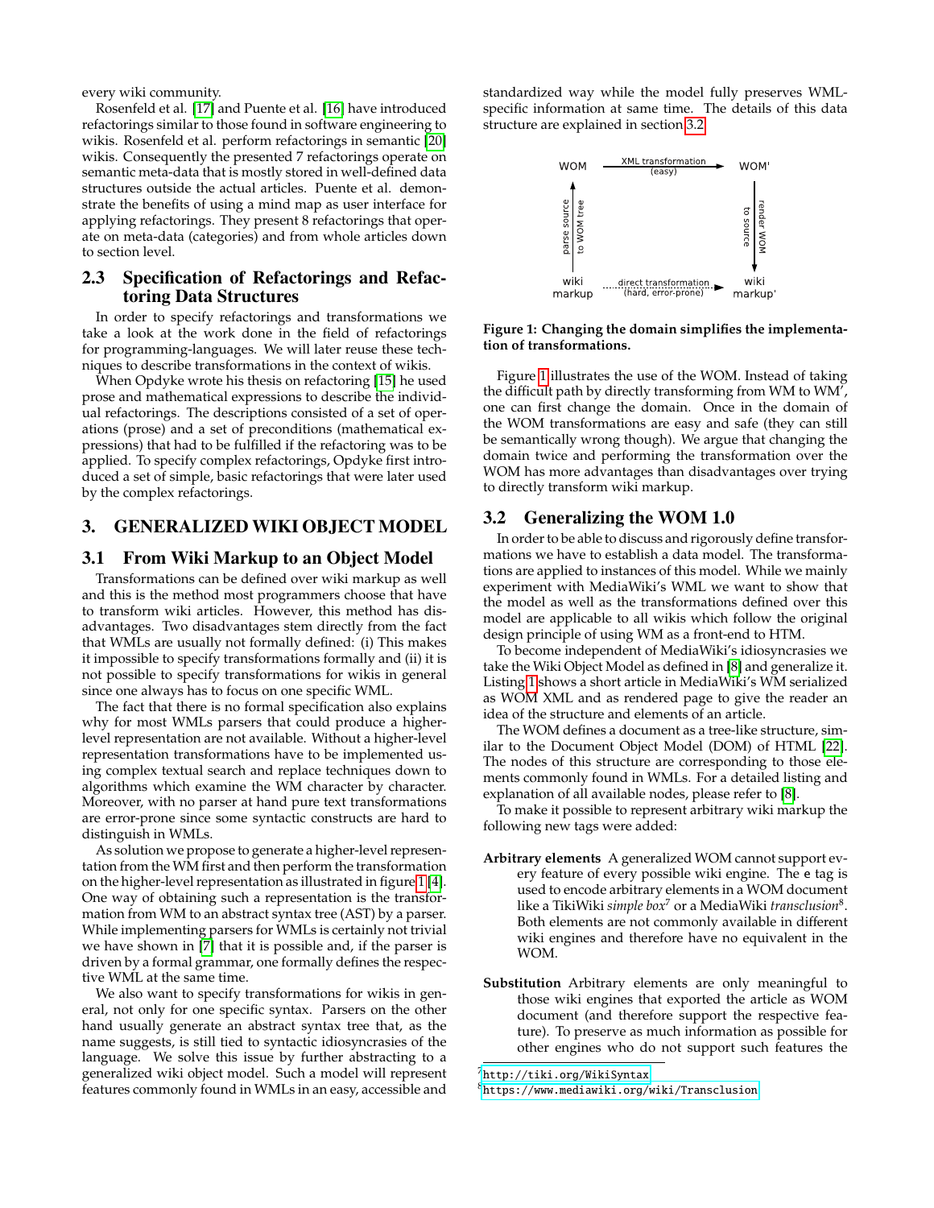every wiki community.

Rosenfeld et al. [17] and Puente et al. [16] have introduced refactorings similar to those found in software engineering to wikis. Rosenfeld et al. perform refactorings in semantic [20] wikis. Consequently the presented 7 refactorings operate on semantic meta-data that is mostly stored in well-defined data structures outside the actual articles. Puente et al. demonstrate the benefits of using a mind map as user interface for applying refactorings. They present 8 refactorings that operate on meta-data (categories) and from whole articles down to section level.

## 2.3 Specification of Refactorings and Refactoring Data Structures

In order to specify refactorings and transformations we take a look at the work done in the field of refactorings for programming-languages. We will later reuse these techniques to describe transformations in the context of wikis.

When Opdyke wrote his thesis on refactoring [15] he used prose and mathematical expressions to describe the individual refactorings. The descriptions consisted of a set of operations (prose) and a set of preconditions (mathematical expressions) that had to be fulfilled if the refactoring was to be applied. To specify complex refactorings, Opdyke first introduced a set of simple, basic refactorings that were later used by the complex refactorings.

# 3. GENERALIZED WIKI OBJECT MODEL

## 3.1 From Wiki Markup to an Object Model

Transformations can be defined over wiki markup as well and this is the method most programmers choose that have to transform wiki articles. However, this method has disadvantages. Two disadvantages stem directly from the fact that WMLs are usually not formally defined: (i) This makes it impossible to specify transformations formally and (ii) it is not possible to specify transformations for wikis in general since one always has to focus on one specific WML.

The fact that there is no formal specification also explains why for most WMLs parsers that could produce a higher-level representation are not available. Without a higher-level representation transformations have to be implemented using complex textual search and replace techniques down to algorithms which examine the WM character by character. Moreover, with no parser at hand pure text transformations are error-prone since some syntactic constructs are hard to distinguish in WMLs.

As solution we propose to generate a higher-level representation from the WM first and then perform the transformation on the higher-level representation as illustrated in figure 1 [4]. One way of obtaining such a representation is the transformation from WM to an abstract syntax tree (AST) by a parser. While implementing parsers for WMLs is certainly not trivial we have shown in [7] that it is possible and, if the parser is driven by a formal grammar, one formally defines the respective WML at the same time.

We also want to specify transformations for wikis in general, not only for one specific syntax. Parsers on the other hand usually generate an abstract syntax tree that, as the name suggests, is still tied to syntactic idiosyncrasies of the language. We solve this issue by further abstracting to a generalized wiki object model. Such a model will represent features commonly found in WMLs in an easy, accessible and standardized way while the model fully preserves WML-specific information at same time. The details of this data structure are explained in section 3.2.

WOM
XML transformation
(easy)
WOM'
parse source to WOM tree
render WOM to source
wiki markup
direct transformation
(hard, error-prone)
wiki markup'

**Figure 1: Changing the domain simplifies the implementation of transformations.**

Figure 1 illustrates the use of the WOM. Instead of taking the difficult path by directly transforming from WM to WM', one can first change the domain. Once in the domain of the WOM transformations are easy and safe (they can still be semantically wrong though). We argue that changing the domain twice and performing the transformation over the WOM has more advantages than disadvantages over trying to directly transform wiki markup.

## 3.2 Generalizing the WOM 1.0

In order to be able to discuss and rigorously define transformations we have to establish a data model. The transformations are applied to instances of this model. While we mainly experiment with MediaWiki's WML we want to show that the model as well as the transformations defined over this model are applicable to all wikis which follow the original design principle of using WM as a front-end to HTM.

To become independent of MediaWiki's idiosyncrasies we take the Wiki Object Model as defined in [8] and generalize it. Listing 1 shows a short article in MediaWiki's WM serialized as WOM XML and as rendered page to give the reader an idea of the structure and elements of an article.

The WOM defines a document as a tree-like structure, similar to the Document Object Model (DOM) of HTML [22]. The nodes of this structure are corresponding to those elements commonly found in WMLs. For a detailed listing and explanation of all available nodes, please refer to [8].

To make it possible to represent arbitrary wiki markup the following new tags were added:

**Arbitrary elements** A generalized WOM cannot support every feature of every possible wiki engine. The e tag is used to encode arbitrary elements in a WOM document like a TikiWiki *simple box*[7] or a MediaWiki *transclusion*[8]. Both elements are not commonly available in different wiki engines and therefore have no equivalent in the WOM.

**Substitution** Arbitrary elements are only meaningful to those wiki engines that exported the article as WOM document (and therefore support the respective feature). To preserve as much information as possible for other engines who do not support such features the

[7] http://tiki.org/WikiSyntax

[8] https://www.mediawiki.org/wiki/Transclusion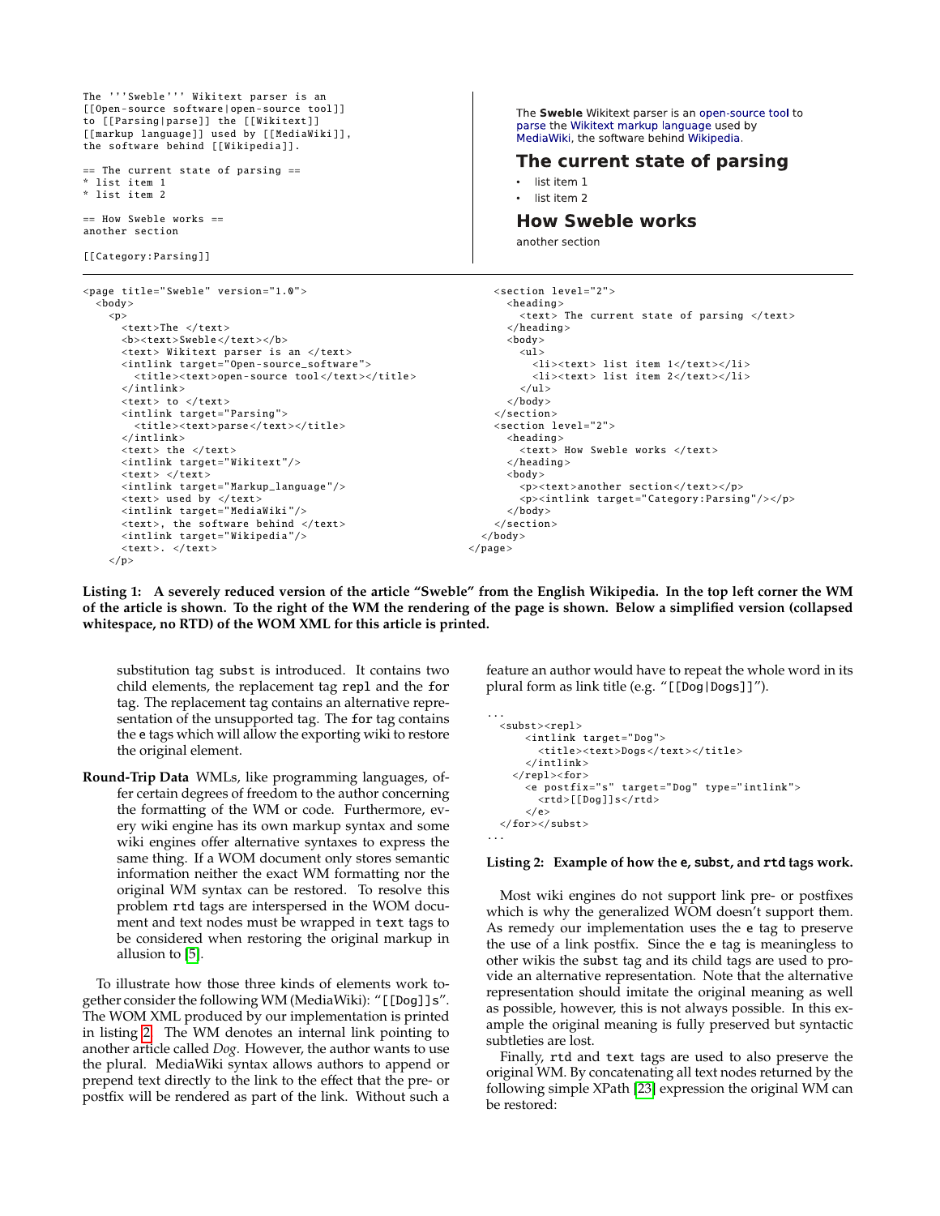```
The '''Sweble''' Wikitext parser is an
[[Open-source software|open-source tool]]
to [[Parsing|parse]] the [[Wikitext]]
[[markup language]] used by [[MediaWiki]],
the software behind [[Wikipedia]].

== The current state of parsing ==
* list item 1
* list item 2

== How Sweble works ==
another section

[[Category:Parsing]]
```

The **Sweble** Wikitext parser is an open-source tool to parse the Wikitext markup language used by MediaWiki, the software behind Wikipedia.

**The current state of parsing**

- list item 1
- list item 2

**How Sweble works**

another section

```
<page title="Sweble" version="1.0">
  <body>
    <p>
      <text>The </text>
      <b><text>Sweble</text></b>
      <text> Wikitext parser is an </text>
      <intlink target="Open-source_software">
        <title><text>open-source tool</text></title>
      </intlink>
      <text> to </text>
      <intlink target="Parsing">
        <title><text>parse</text></title>
      </intlink>
      <text> the </text>
      <intlink target="Wikitext"/>
      <text> </text>
      <intlink target="Markup_language"/>
      <text> used by </text>
      <intlink target="MediaWiki"/>
      <text>, the software behind </text>
      <intlink target="Wikipedia"/>
      <text>. </text>
    </p>
    <section level="2">
      <heading>
        <text> The current state of parsing </text>
      </heading>
      <body>
        <ul>
          <li><text> list item 1</text></li>
          <li><text> list item 2</text></li>
        </ul>
      </body>
    </section>
    <section level="2">
      <heading>
        <text> How Sweble works </text>
      </heading>
      <body>
        <p><text>another section</text></p>
        <p><intlink target="Category:Parsing"/></p>
      </body>
    </section>
  </body>
</page>
```

**Listing 1: A severely reduced version of the article "Sweble" from the English Wikipedia. In the top left corner the WM of the article is shown. To the right of the WM the rendering of the page is shown. Below a simplified version (collapsed whitespace, no RTD) of the WOM XML for this article is printed.**

substitution tag `subst` is introduced. It contains two child elements, the replacement tag `repl` and the `for` tag. The replacement tag contains an alternative representation of the unsupported tag. The `for` tag contains the `e` tags which will allow the exporting wiki to restore the original element.

**Round-Trip Data** WMLs, like programming languages, offer certain degrees of freedom to the author concerning the formatting of the WM or code. Furthermore, every wiki engine has its own markup syntax and some wiki engines offer alternative syntaxes to express the same thing. If a WOM document only stores semantic information neither the exact WM formatting nor the original WM syntax can be restored. To resolve this problem `rtd` tags are interspersed in the WOM document and text nodes must be wrapped in `text` tags to be considered when restoring the original markup in allusion to [5].

To illustrate how those three kinds of elements work together consider the following WM (MediaWiki): "`[[Dog]]s`". The WOM XML produced by our implementation is printed in listing 2. The WM denotes an internal link pointing to another article called *Dog*. However, the author wants to use the plural. MediaWiki syntax allows authors to append or prepend text directly to the link to the effect that the pre- or postfix will be rendered as part of the link. Without such a feature an author would have to repeat the whole word in its plural form as link title (e.g. "`[[Dog|Dogs]]`").

```
...
  <subst><repl>
      <intlink target="Dog">
        <title><text>Dogs</text></title>
      </intlink>
    </repl><for>
      <e postfix="s" target="Dog" type="intlink">
        <rtd>[[Dog]]s</rtd>
      </e>
  </for></subst>
...
```

**Listing 2: Example of how the `e`, `subst`, and `rtd` tags work.**

Most wiki engines do not support link pre- or postfixes which is why the generalized WOM doesn't support them. As remedy our implementation uses the `e` tag to preserve the use of a link postfix. Since the `e` tag is meaningless to other wikis the `subst` tag and its child tags are used to provide an alternative representation. Note that the alternative representation should imitate the original meaning as well as possible, however, this is not always possible. In this example the original meaning is fully preserved but syntactic subtleties are lost.

Finally, `rtd` and `text` tags are used to also preserve the original WM. By concatenating all text nodes returned by the following simple XPath [23] expression the original WM can be restored: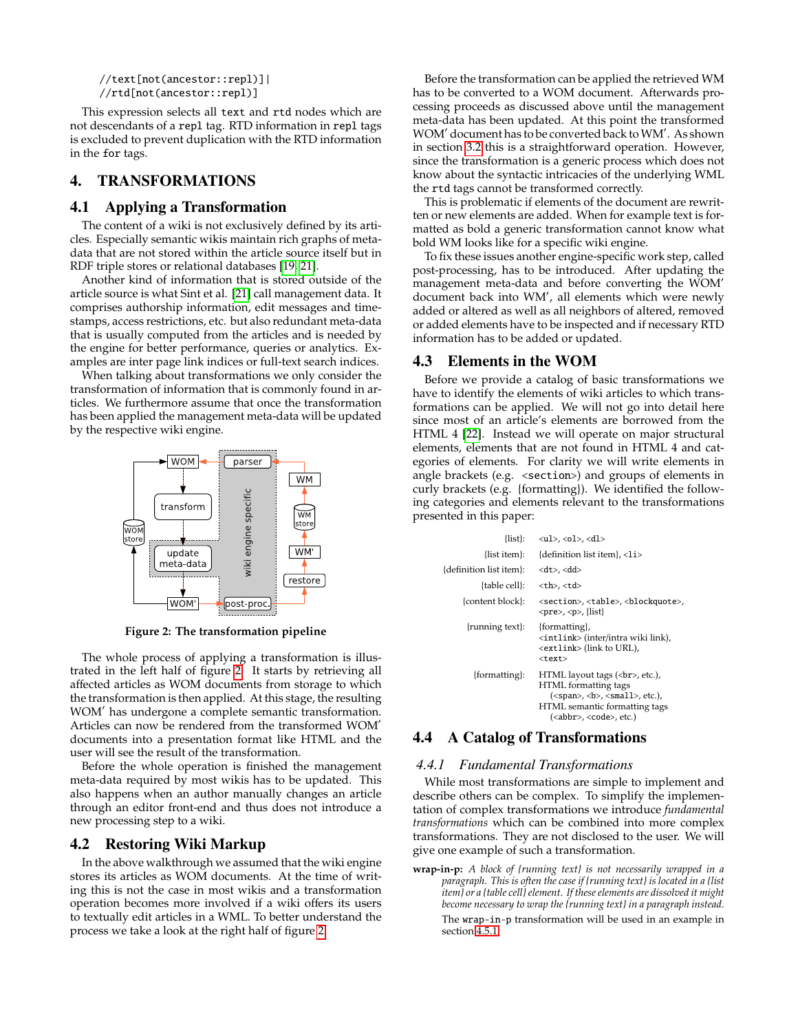```
//text[not(ancestor::repl)]|
//rtd[not(ancestor::repl)]
```

This expression selects all `text` and `rtd` nodes which are not descendants of a `repl` tag. RTD information in `repl` tags is excluded to prevent duplication with the RTD information in the `for` tags.

## 4. TRANSFORMATIONS

### 4.1 Applying a Transformation

The content of a wiki is not exclusively defined by its articles. Especially semantic wikis maintain rich graphs of meta-data that are not stored within the article source itself but in RDF triple stores or relational databases [19, 21].

Another kind of information that is stored outside of the article source is what Sint et al. [21] call management data. It comprises authorship information, edit messages and timestamps, access restrictions, etc. but also redundant meta-data that is usually computed from the articles and is needed by the engine for better performance, queries or analytics. Examples are inter page link indices or full-text search indices.

When talking about transformations we only consider the transformation of information that is commonly found in articles. We furthermore assume that once the transformation has been applied the management meta-data will be updated by the respective wiki engine.

Figure 2: The transformation pipeline

The whole process of applying a transformation is illustrated in the left half of figure 2. It starts by retrieving all affected articles as WOM documents from storage to which the transformation is then applied. At this stage, the resulting WOM′ has undergone a complete semantic transformation. Articles can now be rendered from the transformed WOM′ documents into a presentation format like HTML and the user will see the result of the transformation.

Before the whole operation is finished the management meta-data required by most wikis has to be updated. This also happens when an author manually changes an article through an editor front-end and thus does not introduce a new processing step to a wiki.

### 4.2 Restoring Wiki Markup

In the above walkthrough we assumed that the wiki engine stores its articles as WOM documents. At the time of writing this is not the case in most wikis and a transformation operation becomes more involved if a wiki offers its users to textually edit articles in a WML. To better understand the process we take a look at the right half of figure 2.

Before the transformation can be applied the retrieved WM has to be converted to a WOM document. Afterwards processing proceeds as discussed above until the management meta-data has been updated. At this point the transformed WOM′ document has to be converted back to WM′. As shown in section 3.2 this is a straightforward operation. However, since the transformation is a generic process which does not know about the syntactic intricacies of the underlying WML the `rtd` tags cannot be transformed correctly.

This is problematic if elements of the document are rewritten or new elements are added. When for example text is formatted as bold a generic transformation cannot know what bold WM looks like for a specific wiki engine.

To fix these issues another engine-specific work step, called post-processing, has to be introduced. After updating the management meta-data and before converting the WOM′ document back into WM′, all elements which were newly added or altered as well as all neighbors of altered, removed or added elements have to be inspected and if necessary RTD information has to be added or updated.

### 4.3 Elements in the WOM

Before we provide a catalog of basic transformations we have to identify the elements of wiki articles to which transformations can be applied. We will not go into detail here since most of an article's elements are borrowed from the HTML 4 [22]. Instead we will operate on major structural elements, elements that are not found in HTML 4 and categories of elements. For clarity we will write elements in angle brackets (e.g. <section>) and groups of elements in curly brackets (e.g. {formatting}). We identified the following categories and elements relevant to the transformations presented in this paper:

| | |
|---|---|
| {list}: | <ul>, <ol>, <dl> |
| {list item}: | {definition list item}, <li> |
| {definition list item}: | <dt>, <dd> |
| {table cell}: | <th>, <td> |
| {content block}: | <section>, <table>, <blockquote>, <pre>, <p>, {list} |
| {running text}: | {formatting}, <intlink> (inter/intra wiki link), <extlink> (link to URL), <text> |
| {formatting}: | HTML layout tags (<br>, etc.), HTML formatting tags (<span>, <b>, <small>, etc.), HTML semantic formatting tags (<abbr>, <code>, etc.) |

### 4.4 A Catalog of Transformations

#### 4.4.1 Fundamental Transformations

While most transformations are simple to implement and describe others can be complex. To simplify the implementation of complex transformations we introduce *fundamental transformations* which can be combined into more complex transformations. They are not disclosed to the user. We will give one example of such a transformation.

**wrap-in-p:** *A block of {running text} is not necessarily wrapped in a paragraph. This is often the case if {running text} is located in a {list item} or a {table cell} element. If these elements are dissolved it might become necessary to wrap the {running text} in a paragraph instead.*

The `wrap-in-p` transformation will be used in an example in section 4.5.1.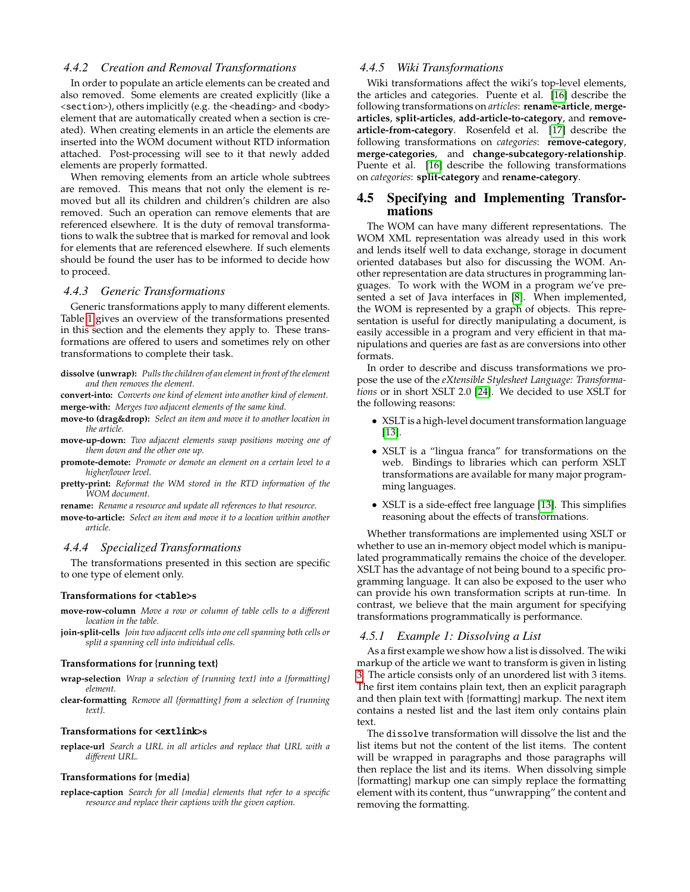### 4.4.2 Creation and Removal Transformations

In order to populate an article elements can be created and also removed. Some elements are created explicitly (like a `<section>`), others implicitly (e.g. the `<heading>` and `<body>` element that are automatically created when a section is created). When creating elements in an article the elements are inserted into the WOM document without RTD information attached. Post-processing will see to it that newly added elements are properly formatted.

When removing elements from an article whole subtrees are removed. This means that not only the element is removed but all its children and children's children are also removed. Such an operation can remove elements that are referenced elsewhere. It is the duty of removal transformations to walk the subtree that is marked for removal and look for elements that are referenced elsewhere. If such elements should be found the user has to be informed to decide how to proceed.

### 4.4.3 Generic Transformations

Generic transformations apply to many different elements. Table 1 gives an overview of the transformations presented in this section and the elements they apply to. These transformations are offered to users and sometimes rely on other transformations to complete their task.

**dissolve (unwrap):** *Pulls the children of an element in front of the element and then removes the element.*

**convert-into:** *Converts one kind of element into another kind of element.*

**merge-with:** *Merges two adjacent elements of the same kind.*

**move-to (drag&drop):** *Select an item and move it to another location in the article.*

**move-up-down:** *Two adjacent elements swap positions moving one of them down and the other one up.*

**promote-demote:** *Promote or demote an element on a certain level to a higher/lower level.*

**pretty-print:** *Reformat the WM stored in the RTD information of the WOM document.*

**rename:** *Rename a resource and update all references to that resource.*

**move-to-article:** *Select an item and move it to a location within another article.*

### 4.4.4 Specialized Transformations

The transformations presented in this section are specific to one type of element only.

#### Transformations for `<table>`s

**move-row-column** *Move a row or column of table cells to a different location in the table.*

**join-split-cells** *Join two adjacent cells into one cell spanning both cells or split a spanning cell into individual cells.*

#### Transformations for {running text}

**wrap-selection** *Wrap a selection of {running text} into a {formatting} element.*

**clear-formatting** *Remove all {formatting} from a selection of {running text}.*

#### Transformations for `<extlink>`s

**replace-url** *Search a URL in all articles and replace that URL with a different URL.*

#### Transformations for {media}

**replace-caption** *Search for all {media} elements that refer to a specific resource and replace their captions with the given caption.*

### 4.4.5 Wiki Transformations

Wiki transformations affect the wiki's top-level elements, the articles and categories. Puente et al. [16] describe the following transformations on *articles*: **rename-article**, **merge-articles**, **split-articles**, **add-article-to-category**, and **remove-article-from-category**. Rosenfeld et al. [17] describe the following transformations on *categories*: **remove-category**, **merge-categories**, and **change-subcategory-relationship**. Puente et al. [16] describe the following transformations on *categories*: **split-category** and **rename-category**.

## 4.5 Specifying and Implementing Transformations

The WOM can have many different representations. The WOM XML representation was already used in this work and lends itself well to data exchange, storage in document oriented databases but also for discussing the WOM. Another representation are data structures in programming languages. To work with the WOM in a program we've presented a set of Java interfaces in [8]. When implemented, the WOM is represented by a graph of objects. This representation is useful for directly manipulating a document, is easily accessible in a program and very efficient in that manipulations and queries are fast as are conversions into other formats.

In order to describe and discuss transformations we propose the use of the *eXtensible Stylesheet Language: Transformations* or in short XSLT 2.0 [24]. We decided to use XSLT for the following reasons:

- XSLT is a high-level document transformation language [13].
- XSLT is a "lingua franca" for transformations on the web. Bindings to libraries which can perform XSLT transformations are available for many major programming languages.
- XSLT is a side-effect free language [13]. This simplifies reasoning about the effects of transformations.

Whether transformations are implemented using XSLT or whether to use an in-memory object model which is manipulated programmatically remains the choice of the developer. XSLT has the advantage of not being bound to a specific programming language. It can also be exposed to the user who can provide his own transformation scripts at run-time. In contrast, we believe that the main argument for specifying transformations programmatically is performance.

### 4.5.1 Example 1: Dissolving a List

As a first example we show how a list is dissolved. The wiki markup of the article we want to transform is given in listing 3. The article consists only of an unordered list with 3 items. The first item contains plain text, then an explicit paragraph and then plain text with {formatting} markup. The next item contains a nested list and the last item only contains plain text.

The `dissolve` transformation will dissolve the list and the list items but not the content of the list items. The content will be wrapped in paragraphs and those paragraphs will then replace the list and its items. When dissolving simple {formatting} markup one can simply replace the formatting element with its content, thus "unwrapping" the content and removing the formatting.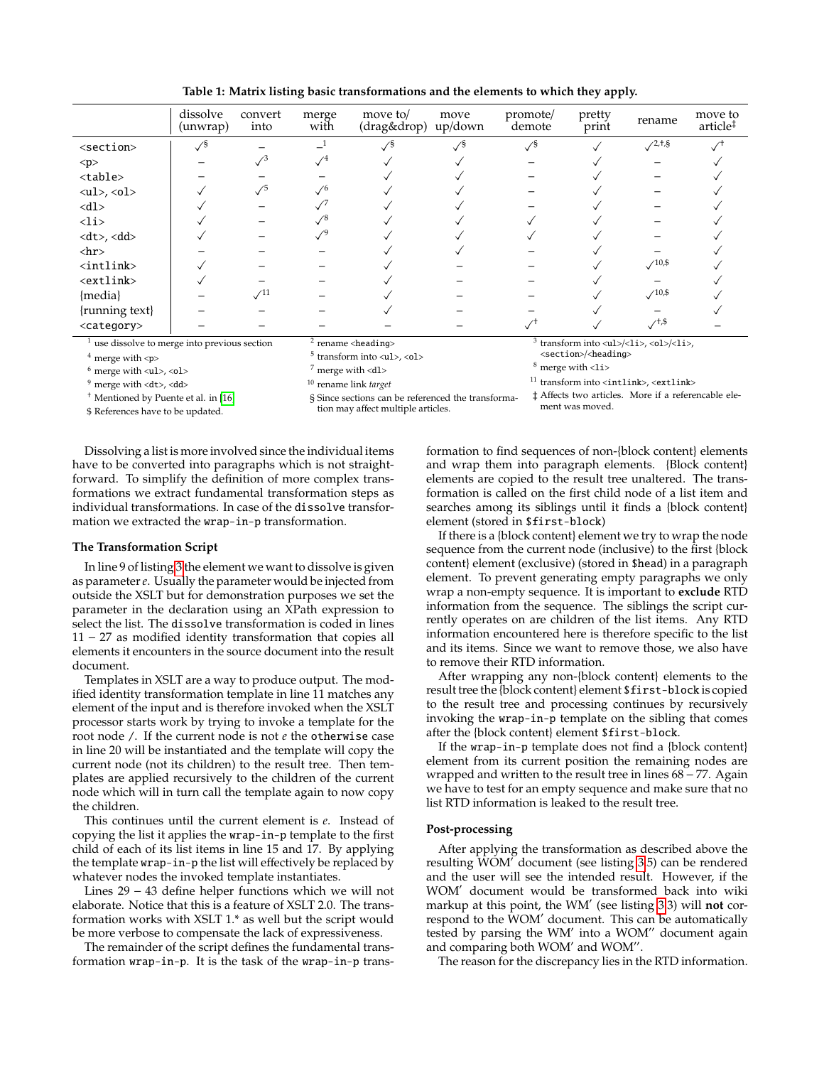**Table 1: Matrix listing basic transformations and the elements to which they apply.**

| | dissolve (unwrap) | convert into | merge with | move to/ (drag&drop) | move up/down | promote/ demote | pretty print | rename | move to article‡ |
|---|---|---|---|---|---|---|---|---|---|
| `<section>` | ✓§ | – | –[1] | ✓§ | ✓§ | ✓§ | ✓ | ✓[2,†,§] | ✓† |
| `<p>` | – | ✓[3] | ✓[4] | ✓ | ✓ | – | ✓ | – | ✓ |
| `<table>` | – | – | – | ✓ | ✓ | – | ✓ | – | ✓ |
| `<ul>`, `<ol>` | ✓ | ✓[5] | ✓[6] | ✓ | ✓ | – | ✓ | – | ✓ |
| `<dl>` | ✓ | – | ✓[7] | ✓ | ✓ | – | ✓ | – | ✓ |
| `<li>` | ✓ | – | ✓[8] | ✓ | ✓ | ✓ | ✓ | – | ✓ |
| `<dt>`, `<dd>` | ✓ | – | ✓[9] | ✓ | ✓ | ✓ | ✓ | – | ✓ |
| `<hr>` | – | – | – | ✓ | ✓ | – | ✓ | – | ✓ |
| `<intlink>` | ✓ | – | – | ✓ | – | – | ✓ | ✓[10,$] | ✓ |
| `<extlink>` | ✓ | – | – | ✓ | – | – | ✓ | – | ✓ |
| {media} | – | ✓[11] | – | ✓ | – | – | ✓ | ✓[10,$] | ✓ |
| {running text} | – | – | – | ✓ | – | – | ✓ | – | ✓ |
| `<category>` | – | – | – | – | – | ✓† | ✓ | ✓[†,$] | – |

[1] use dissolve to merge into previous section
[2] rename `<heading>`
[3] transform into `<ul>`/`<li>`, `<ol>`/`<li>`, `<section>`/`<heading>`
[4] merge with `<p>`
[5] transform into `<ul>`, `<ol>`
[6] merge with `<ul>`, `<ol>`
[7] merge with `<dl>`
[8] merge with `<li>`
[9] merge with `<dt>`, `<dd>`
[10] rename link *target*
[11] transform into `<intlink>`, `<extlink>`
† Mentioned by Puente et al. in [16]
§ Since sections can be referenced the transformation may affect multiple articles.
‡ Affects two articles. More if a referencable element was moved.
$ References have to be updated.

Dissolving a list is more involved since the individual items have to be converted into paragraphs which is not straightforward. To simplify the definition of more complex transformations we extract fundamental transformation steps as individual transformations. In case of the `dissolve` transformation we extracted the `wrap-in-p` transformation.

### The Transformation Script

In line 9 of listing 3 the element we want to dissolve is given as parameter *e*. Usually the parameter would be injected from outside the XSLT but for demonstration purposes we set the parameter in the declaration using an XPath expression to select the list. The `dissolve` transformation is coded in lines 11 – 27 as modified identity transformation that copies all elements it encounters in the source document into the result document.

Templates in XSLT are a way to produce output. The modified identity transformation template in line 11 matches any element of the input and is therefore invoked when the XSLT processor starts work by trying to invoke a template for the root node `/`. If the current node is not *e* the `otherwise` case in line 20 will be instantiated and the template will copy the current node (not its children) to the result tree. Then templates are applied recursively to the children of the current node which will in turn call the template again to now copy the children.

This continues until the current element is *e*. Instead of copying the list it applies the `wrap-in-p` template to the first child of each of its list items in line 15 and 17. By applying the template `wrap-in-p` the list will effectively be replaced by whatever nodes the invoked template instantiates.

Lines 29 – 43 define helper functions which we will not elaborate. Notice that this is a feature of XSLT 2.0. The transformation works with XSLT 1.* as well but the script would be more verbose to compensate the lack of expressiveness.

The remainder of the script defines the fundamental transformation `wrap-in-p`. It is the task of the `wrap-in-p` transformation to find sequences of non-{block content} elements and wrap them into paragraph elements. {Block content} elements are copied to the result tree unaltered. The transformation is called on the first child node of a list item and searches among its siblings until it finds a {block content} element (stored in `$first-block`)

If there is a {block content} element we try to wrap the node sequence from the current node (inclusive) to the first {block content} element (exclusive) (stored in `$head`) in a paragraph element. To prevent generating empty paragraphs we only wrap a non-empty sequence. It is important to **exclude** RTD information from the sequence. The siblings the script currently operates on are children of the list items. Any RTD information encountered here is therefore specific to the list and its items. Since we want to remove those, we also have to remove their RTD information.

After wrapping any non-{block content} elements to the result tree the {block content} element `$first-block` is copied to the result tree and processing continues by recursively invoking the `wrap-in-p` template on the sibling that comes after the {block content} element `$first-block`.

If the `wrap-in-p` template does not find a {block content} element from its current position the remaining nodes are wrapped and written to the result tree in lines 68 – 77. Again we have to test for an empty sequence and make sure that no list RTD information is leaked to the result tree.

### Post-processing

After applying the transformation as described above the resulting WOM′ document (see listing 3.5) can be rendered and the user will see the intended result. However, if the WOM′ document would be transformed back into wiki markup at this point, the WM′ (see listing 3.3) will **not** correspond to the WOM′ document. This can be automatically tested by parsing the WM′ into a WOM″ document again and comparing both WOM′ and WOM″.

The reason for the discrepancy lies in the RTD information.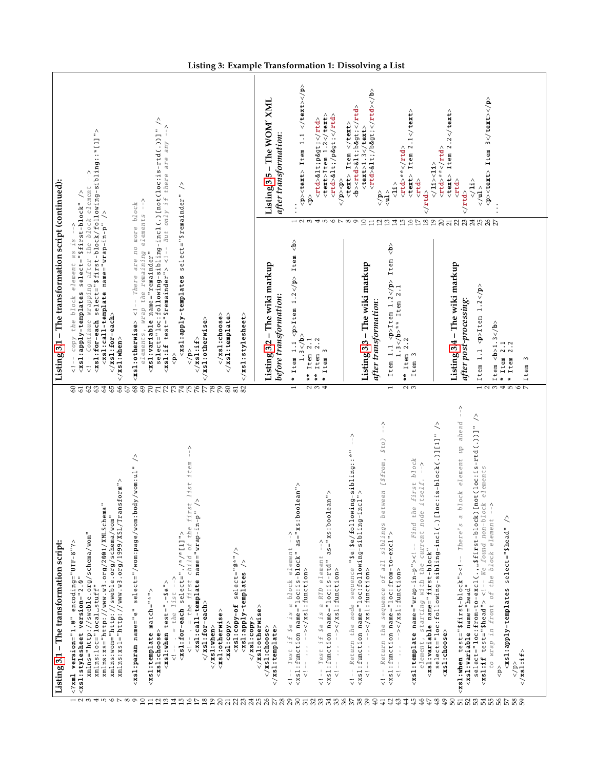**Listing 3: Example Transformation 1: Dissolving a List**

**Listing 3.1 – The transformation script:**

```
<?xml version="1.0" encoding="UTF-8"?>
<xsl:stylesheet version="2.0"
  xmlns="http://sweble.org/schema/wom"
  xmlns:loc="local␣stuff"
  xmlns:xs="http://www.w3.org/2001/XMLSchema"
  xmlns:wom="http://sweble.org/schema/wom"
  xmlns:xsl="http://www.w3.org/1999/XSL/Transform">

<xsl:param name="e" select="/wom:page/wom:body/wom:ul" />

<xsl:template match="*">
  <xsl:choose>
    <xsl:when test=".=$e">
      <!-- . = the list -->
      <xsl:for-each select="./*/*[1]">
        <!-- . = the first child of the first list item -->
        <xsl:call-template name="wrap-in-p" />
      </xsl:for-each>
    </xsl:when>
    <xsl:otherwise>
      <xsl:copy>
        <xsl:copy-of select="@*"/>
        <xsl:apply-templates />
      </xsl:copy>
    </xsl:otherwise>
  </xsl:choose>
</xsl:template>

<!-- Test if $e is a block element -->
<xsl:function name="loc:is-block" as="xs:boolean">
  <!-- ... --></xsl:function>

<!-- Test if $e is a RTD element -->
<xsl:function name="loc:is-rtd" as="xs:boolean">
  <!-- ... --></xsl:function>

<!-- Return the node sequence "$e|$e/following-sibling::*" -->
<xsl:function name="loc:following-sibling-incl">
  <!-- ... --></xsl:function>

<!-- Return the sequence of all siblings between [$from, $to) -->
<xsl:function name="loc:from-to-excl">
  <!-- ... --></xsl:function>

<xsl:template name="wrap-in-p"><!-- Find the first block
  element, starting with the current node itself. -->
  <xsl:variable name="first-block"
    select="loc:following-sibling-incl(.)[loc:is-block(.)][1]" />
  <xsl:choose>
    <xsl:when test="$first-block"><!-- There's a block element up ahead -->
      <xsl:variable name="head"
        select="loc:from-to-excl(.,␣$first-block)[not(loc:is-rtd(.))]" />
      <xsl:if test="$head"> <!-- We found non-block elements
        to wrap in front of the block element -->
        <p>
          <xsl:apply-templates select="$head" />
        </p>
      </xsl:if>
```

**Listing 3.1 – The transformation script (continued):**

```
      <!-- copy the block element as is -->
      <xsl:apply-templates select="$first-block" />
      <!-- Continue wrapping after the block element -->
      <xsl:for-each select="$first-block/following-sibling::*[1]">
        <xsl:call-template name="wrap-in-p" />
      </xsl:for-each>
    </xsl:when>

    <xsl:otherwise> <!-- There are no more block
      elements, wrap the remaining elements -->
      <xsl:variable name="remainder"
        select="loc:following-sibling-incl(.)[not(loc:is-rtd(.))]" />
      <xsl:if test="$remainder"> <!-- But only if there are any -->
        <p>
          <xsl:apply-templates select="$remainder" />
        </p>
      </xsl:if>
    </xsl:otherwise>

  </xsl:choose>
</xsl:template>

</xsl:stylesheet>
```

**Listing 3.2 – The wiki markup** *before transformation:*

```
* Item 1.1 <p>Item 1.2</p> Item <b>
  1.3</b>
** Item 2.1
** Item 2.2
* Item 3
```

**Listing 3.3 – The wiki markup** *after transformation:*

```
Item 1.1 <p>Item 1.2</p> Item <b>
  1.3</b>** Item 2.1
** Item 2.2
Item 3
```

**Listing 3.4 – The wiki markup** *after post-processing:*

```
Item 1.1 <p>Item 1.2</p>

Item <b>1.3</b>
* Item 2.1
* Item 2.2

Item 3
```

**Listing 3.5 – The WOM XML** *after transformation:*

```
...
<p><text> Item 1.1 </text></p>
<p>
  <rtd>&lt;p&gt;</rtd>
  <text>Item 1.2</text>
  <rtd>&lt;/p&gt;</rtd>
</p><p>
  <text> Item </text>
  <b><rtd>&lt;b&gt;</rtd>
    <text>1.3</text>
    <rtd>&lt;/b&gt;</rtd></b>
</p>
<ul>
  <li>
    <rtd>**</rtd>
    <text> Item 2.1</text>
    <rtd>
</rtd>
  </li><li>
    <rtd>**</rtd>
    <text> Item 2.2</text>
    <rtd>
</rtd>
  </li>
</ul>
<p><text> Item 3</text></p>
...
```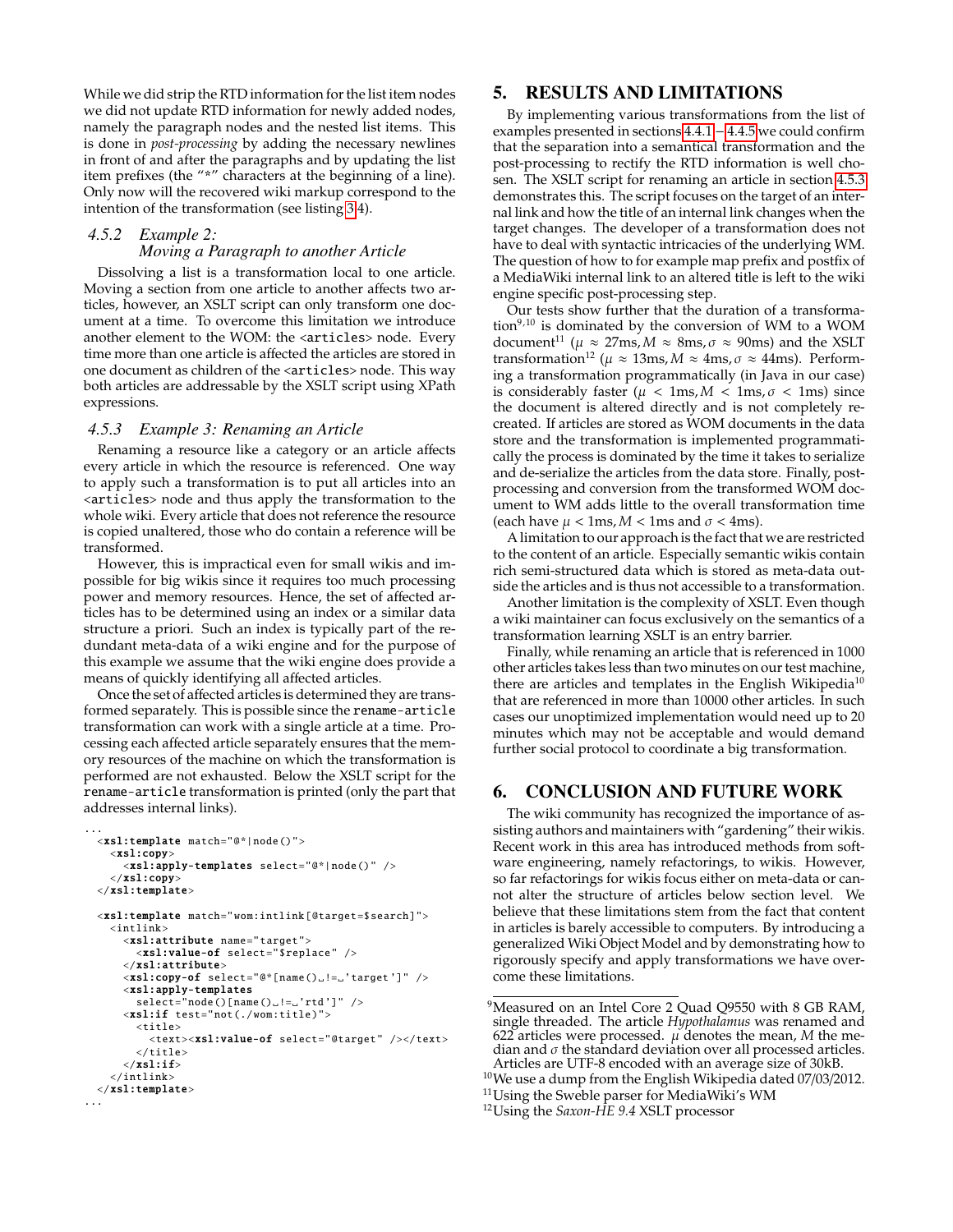While we did strip the RTD information for the list item nodes we did not update RTD information for newly added nodes, namely the paragraph nodes and the nested list items. This is done in *post-processing* by adding the necessary newlines in front of and after the paragraphs and by updating the list item prefixes (the "*" characters at the beginning of a line). Only now will the recovered wiki markup correspond to the intention of the transformation (see listing 3.4).

### 4.5.2 Example 2: Moving a Paragraph to another Article

Dissolving a list is a transformation local to one article. Moving a section from one article to another affects two articles, however, an XSLT script can only transform one document at a time. To overcome this limitation we introduce another element to the WOM: the `<articles>` node. Every time more than one article is affected the articles are stored in one document as children of the `<articles>` node. This way both articles are addressable by the XSLT script using XPath expressions.

### 4.5.3 Example 3: Renaming an Article

Renaming a resource like a category or an article affects every article in which the resource is referenced. One way to apply such a transformation is to put all articles into an `<articles>` node and thus apply the transformation to the whole wiki. Every article that does not reference the resource is copied unaltered, those who do contain a reference will be transformed.

However, this is impractical even for small wikis and impossible for big wikis since it requires too much processing power and memory resources. Hence, the set of affected articles has to be determined using an index or a similar data structure a priori. Such an index is typically part of the redundant meta-data of a wiki engine and for the purpose of this example we assume that the wiki engine does provide a means of quickly identifying all affected articles.

Once the set of affected articles is determined they are transformed separately. This is possible since the `rename-article` transformation can work with a single article at a time. Processing each affected article separately ensures that the memory resources of the machine on which the transformation is performed are not exhausted. Below the XSLT script for the `rename-article` transformation is printed (only the part that addresses internal links).

```
...
  <xsl:template match="@*|node()">
    <xsl:copy>
      <xsl:apply-templates select="@*|node()" />
    </xsl:copy>
  </xsl:template>

  <xsl:template match="wom:intlink[@target=$search]">
    <intlink>
      <xsl:attribute name="target">
        <xsl:value-of select="$replace" />
      </xsl:attribute>
      <xsl:copy-of select="@*[name() != 'target']" />
      <xsl:apply-templates
        select="node()[name() != 'rtd']" />
      <xsl:if test="not(./wom:title)">
        <title>
          <text><xsl:value-of select="@target" /></text>
        </title>
      </xsl:if>
    </intlink>
  </xsl:template>
...
```

## 5. RESULTS AND LIMITATIONS

By implementing various transformations from the list of examples presented in sections 4.4.1 – 4.4.5 we could confirm that the separation into a semantical transformation and the post-processing to rectify the RTD information is well chosen. The XSLT script for renaming an article in section 4.5.3 demonstrates this. The script focuses on the target of an internal link and how the title of an internal link changes when the target changes. The developer of a transformation does not have to deal with syntactic intricacies of the underlying WM. The question of how to for example map prefix and postfix of a MediaWiki internal link to an altered title is left to the wiki engine specific post-processing step.

Our tests show further that the duration of a transformation[9,10] is dominated by the conversion of WM to a WOM document[11] ($\mu \approx 27\text{ms}, M \approx 8\text{ms}, \sigma \approx 90\text{ms}$) and the XSLT transformation[12] ($\mu \approx 13\text{ms}, M \approx 4\text{ms}, \sigma \approx 44\text{ms}$). Performing a transformation programmatically (in Java in our case) is considerably faster ($\mu < 1\text{ms}, M < 1\text{ms}, \sigma < 1\text{ms}$) since the document is altered directly and is not completely recreated. If articles are stored as WOM documents in the data store and the transformation is implemented programmatically the process is dominated by the time it takes to serialize and de-serialize the articles from the data store. Finally, post-processing and conversion from the transformed WOM document to WM adds little to the overall transformation time (each have $\mu < 1\text{ms}, M < 1\text{ms}$ and $\sigma < 4\text{ms}$).

A limitation to our approach is the fact that we are restricted to the content of an article. Especially semantic wikis contain rich semi-structured data which is stored as meta-data outside the articles and is thus not accessible to a transformation.

Another limitation is the complexity of XSLT. Even though a wiki maintainer can focus exclusively on the semantics of a transformation learning XSLT is an entry barrier.

Finally, while renaming an article that is referenced in 1000 other articles takes less than two minutes on our test machine, there are articles and templates in the English Wikipedia[10] that are referenced in more than 10000 other articles. In such cases our unoptimized implementation would need up to 20 minutes which may not be acceptable and would demand further social protocol to coordinate a big transformation.

## 6. CONCLUSION AND FUTURE WORK

The wiki community has recognized the importance of assisting authors and maintainers with "gardening" their wikis. Recent work in this area has introduced methods from software engineering, namely refactorings, to wikis. However, so far refactorings for wikis focus either on meta-data or cannot alter the structure of articles below section level. We believe that these limitations stem from the fact that content in articles is barely accessible to computers. By introducing a generalized Wiki Object Model and by demonstrating how to rigorously specify and apply transformations we have overcome these limitations.

---

[9] Measured on an Intel Core 2 Quad Q9550 with 8 GB RAM, single threaded. The article *Hypothalamus* was renamed and 622 articles were processed. $\mu$ denotes the mean, $M$ the median and $\sigma$ the standard deviation over all processed articles. Articles are UTF-8 encoded with an average size of 30kB.

[10] We use a dump from the English Wikipedia dated 07/03/2012.

[11] Using the Sweble parser for MediaWiki's WM

[12] Using the *Saxon-HE 9.4* XSLT processor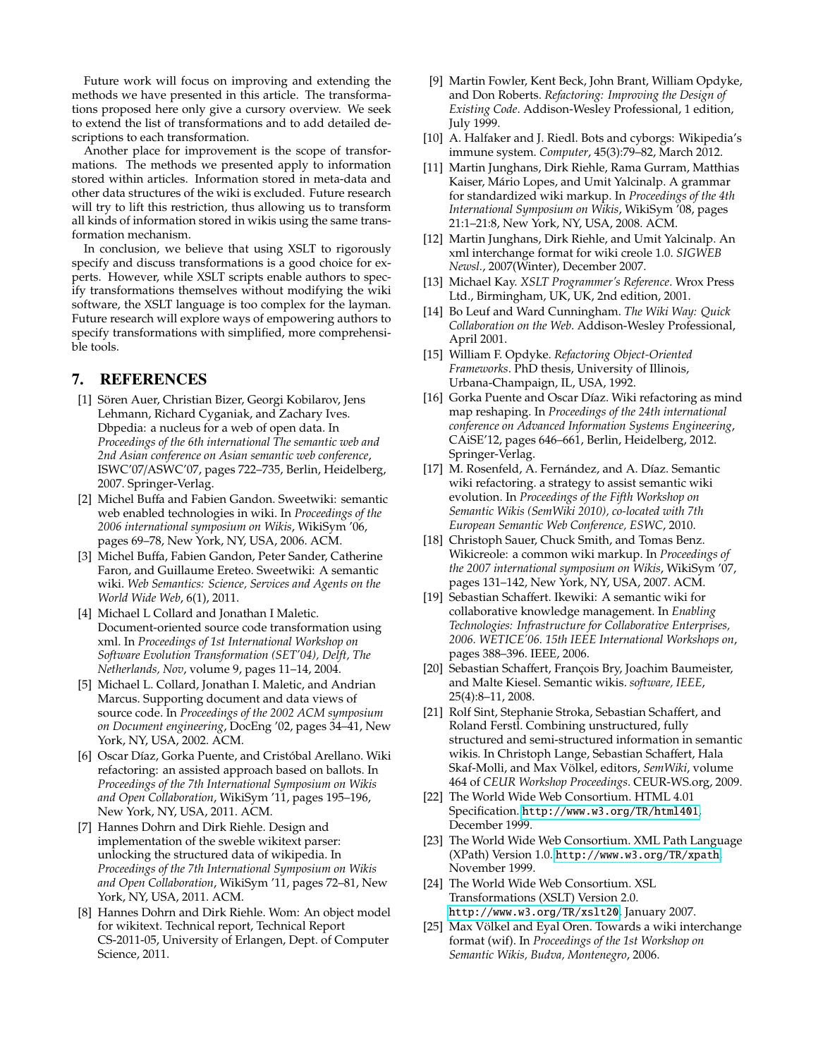Future work will focus on improving and extending the methods we have presented in this article. The transformations proposed here only give a cursory overview. We seek to extend the list of transformations and to add detailed descriptions to each transformation.

Another place for improvement is the scope of transformations. The methods we presented apply to information stored within articles. Information stored in meta-data and other data structures of the wiki is excluded. Future research will try to lift this restriction, thus allowing us to transform all kinds of information stored in wikis using the same transformation mechanism.

In conclusion, we believe that using XSLT to rigorously specify and discuss transformations is a good choice for experts. However, while XSLT scripts enable authors to specify transformations themselves without modifying the wiki software, the XSLT language is too complex for the layman. Future research will explore ways of empowering authors to specify transformations with simplified, more comprehensible tools.

## 7. REFERENCES

[1] Sören Auer, Christian Bizer, Georgi Kobilarov, Jens Lehmann, Richard Cyganiak, and Zachary Ives. Dbpedia: a nucleus for a web of open data. In *Proceedings of the 6th international The semantic web and 2nd Asian conference on Asian semantic web conference*, ISWC'07/ASWC'07, pages 722–735, Berlin, Heidelberg, 2007. Springer-Verlag.

[2] Michel Buffa and Fabien Gandon. Sweetwiki: semantic web enabled technologies in wiki. In *Proceedings of the 2006 international symposium on Wikis*, WikiSym '06, pages 69–78, New York, NY, USA, 2006. ACM.

[3] Michel Buffa, Fabien Gandon, Peter Sander, Catherine Faron, and Guillaume Ereteo. Sweetwiki: A semantic wiki. *Web Semantics: Science, Services and Agents on the World Wide Web*, 6(1), 2011.

[4] Michael L Collard and Jonathan I Maletic. Document-oriented source code transformation using xml. In *Proceedings of 1st International Workshop on Software Evolution Transformation (SET'04), Delft, The Netherlands, Nov*, volume 9, pages 11–14, 2004.

[5] Michael L. Collard, Jonathan I. Maletic, and Andrian Marcus. Supporting document and data views of source code. In *Proceedings of the 2002 ACM symposium on Document engineering*, DocEng '02, pages 34–41, New York, NY, USA, 2002. ACM.

[6] Oscar Díaz, Gorka Puente, and Cristóbal Arellano. Wiki refactoring: an assisted approach based on ballots. In *Proceedings of the 7th International Symposium on Wikis and Open Collaboration*, WikiSym '11, pages 195–196, New York, NY, USA, 2011. ACM.

[7] Hannes Dohrn and Dirk Riehle. Design and implementation of the sweble wikitext parser: unlocking the structured data of wikipedia. In *Proceedings of the 7th International Symposium on Wikis and Open Collaboration*, WikiSym '11, pages 72–81, New York, NY, USA, 2011. ACM.

[8] Hannes Dohrn and Dirk Riehle. Wom: An object model for wikitext. Technical report, Technical Report CS-2011-05, University of Erlangen, Dept. of Computer Science, 2011.

[9] Martin Fowler, Kent Beck, John Brant, William Opdyke, and Don Roberts. *Refactoring: Improving the Design of Existing Code*. Addison-Wesley Professional, 1 edition, July 1999.

[10] A. Halfaker and J. Riedl. Bots and cyborgs: Wikipedia's immune system. *Computer*, 45(3):79–82, March 2012.

[11] Martin Junghans, Dirk Riehle, Rama Gurram, Matthias Kaiser, Mário Lopes, and Umit Yalcinalp. A grammar for standardized wiki markup. In *Proceedings of the 4th International Symposium on Wikis*, WikiSym '08, pages 21:1–21:8, New York, NY, USA, 2008. ACM.

[12] Martin Junghans, Dirk Riehle, and Umit Yalcinalp. An xml interchange format for wiki creole 1.0. *SIGWEB Newsl.*, 2007(Winter), December 2007.

[13] Michael Kay. *XSLT Programmer's Reference*. Wrox Press Ltd., Birmingham, UK, UK, 2nd edition, 2001.

[14] Bo Leuf and Ward Cunningham. *The Wiki Way: Quick Collaboration on the Web*. Addison-Wesley Professional, April 2001.

[15] William F. Opdyke. *Refactoring Object-Oriented Frameworks*. PhD thesis, University of Illinois, Urbana-Champaign, IL, USA, 1992.

[16] Gorka Puente and Oscar Díaz. Wiki refactoring as mind map reshaping. In *Proceedings of the 24th international conference on Advanced Information Systems Engineering*, CAiSE'12, pages 646–661, Berlin, Heidelberg, 2012. Springer-Verlag.

[17] M. Rosenfeld, A. Fernández, and A. Díaz. Semantic wiki refactoring. a strategy to assist semantic wiki evolution. In *Proceedings of the Fifth Workshop on Semantic Wikis (SemWiki 2010), co-located with 7th European Semantic Web Conference, ESWC*, 2010.

[18] Christoph Sauer, Chuck Smith, and Tomas Benz. Wikicreole: a common wiki markup. In *Proceedings of the 2007 international symposium on Wikis*, WikiSym '07, pages 131–142, New York, NY, USA, 2007. ACM.

[19] Sebastian Schaffert. Ikewiki: A semantic wiki for collaborative knowledge management. In *Enabling Technologies: Infrastructure for Collaborative Enterprises, 2006. WETICE'06. 15th IEEE International Workshops on*, pages 388–396. IEEE, 2006.

[20] Sebastian Schaffert, François Bry, Joachim Baumeister, and Malte Kiesel. Semantic wikis. *software, IEEE*, 25(4):8–11, 2008.

[21] Rolf Sint, Stephanie Stroka, Sebastian Schaffert, and Roland Ferstl. Combining unstructured, fully structured and semi-structured information in semantic wikis. In Christoph Lange, Sebastian Schaffert, Hala Skaf-Molli, and Max Völkel, editors, *SemWiki*, volume 464 of *CEUR Workshop Proceedings*. CEUR-WS.org, 2009.

[22] The World Wide Web Consortium. HTML 4.01 Specification. http://www.w3.org/TR/html401, December 1999.

[23] The World Wide Web Consortium. XML Path Language (XPath) Version 1.0. http://www.w3.org/TR/xpath, November 1999.

[24] The World Wide Web Consortium. XSL Transformations (XSLT) Version 2.0. http://www.w3.org/TR/xslt20, January 2007.

[25] Max Völkel and Eyal Oren. Towards a wiki interchange format (wif). In *Proceedings of the 1st Workshop on Semantic Wikis, Budva, Montenegro*, 2006.